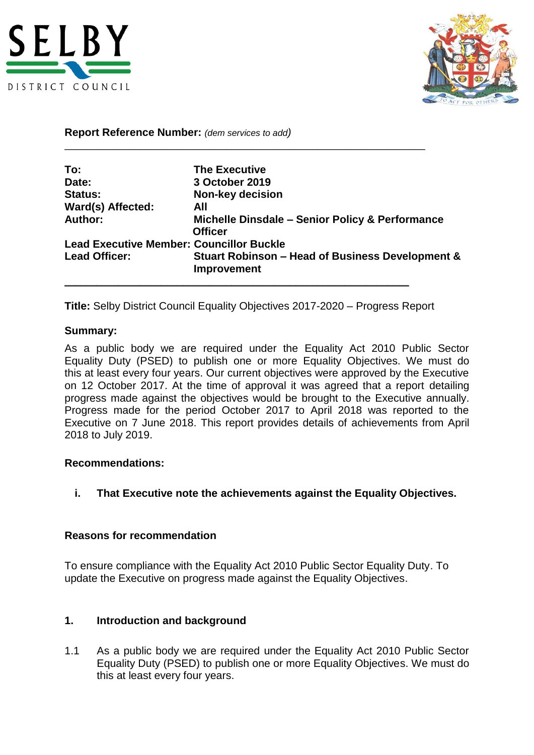**Report Reference Number:** *(dem services to add)*

---

| | |
|---|---|
| **To:** | **The Executive** |
| **Date:** | **3 October 2019** |
| **Status:** | **Non-key decision** |
| **Ward(s) Affected:** | **All** |
| **Author:** | **Michelle Dinsdale – Senior Policy & Performance Officer** |
| **Lead Executive Member:** | **Councillor Buckle** |
| **Lead Officer:** | **Stuart Robinson – Head of Business Development & Improvement** |

---

**Title:** Selby District Council Equality Objectives 2017-2020 – Progress Report

**Summary:**

As a public body we are required under the Equality Act 2010 Public Sector Equality Duty (PSED) to publish one or more Equality Objectives. We must do this at least every four years. Our current objectives were approved by the Executive on 12 October 2017. At the time of approval it was agreed that a report detailing progress made against the objectives would be brought to the Executive annually. Progress made for the period October 2017 to April 2018 was reported to the Executive on 7 June 2018. This report provides details of achievements from April 2018 to July 2019.

**Recommendations:**

i. **That Executive note the achievements against the Equality Objectives.**

**Reasons for recommendation**

To ensure compliance with the Equality Act 2010 Public Sector Equality Duty. To update the Executive on progress made against the Equality Objectives.

## 1. Introduction and background

1.1 As a public body we are required under the Equality Act 2010 Public Sector Equality Duty (PSED) to publish one or more Equality Objectives. We must do this at least every four years.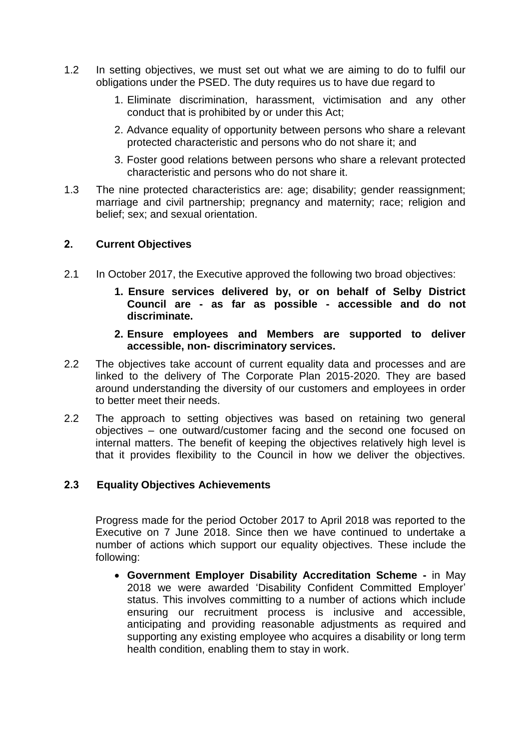1.2 In setting objectives, we must set out what we are aiming to do to fulfil our obligations under the PSED. The duty requires us to have due regard to

1. Eliminate discrimination, harassment, victimisation and any other conduct that is prohibited by or under this Act;
2. Advance equality of opportunity between persons who share a relevant protected characteristic and persons who do not share it; and
3. Foster good relations between persons who share a relevant protected characteristic and persons who do not share it.

1.3 The nine protected characteristics are: age; disability; gender reassignment; marriage and civil partnership; pregnancy and maternity; race; religion and belief; sex; and sexual orientation.

## 2. Current Objectives

2.1 In October 2017, the Executive approved the following two broad objectives:

1. **Ensure services delivered by, or on behalf of Selby District Council are - as far as possible - accessible and do not discriminate.**
2. **Ensure employees and Members are supported to deliver accessible, non- discriminatory services.**

2.2 The objectives take account of current equality data and processes and are linked to the delivery of The Corporate Plan 2015-2020. They are based around understanding the diversity of our customers and employees in order to better meet their needs.

2.2 The approach to setting objectives was based on retaining two general objectives – one outward/customer facing and the second one focused on internal matters. The benefit of keeping the objectives relatively high level is that it provides flexibility to the Council in how we deliver the objectives.

### 2.3 Equality Objectives Achievements

Progress made for the period October 2017 to April 2018 was reported to the Executive on 7 June 2018. Since then we have continued to undertake a number of actions which support our equality objectives. These include the following:

- **Government Employer Disability Accreditation Scheme -** in May 2018 we were awarded 'Disability Confident Committed Employer' status. This involves committing to a number of actions which include ensuring our recruitment process is inclusive and accessible, anticipating and providing reasonable adjustments as required and supporting any existing employee who acquires a disability or long term health condition, enabling them to stay in work.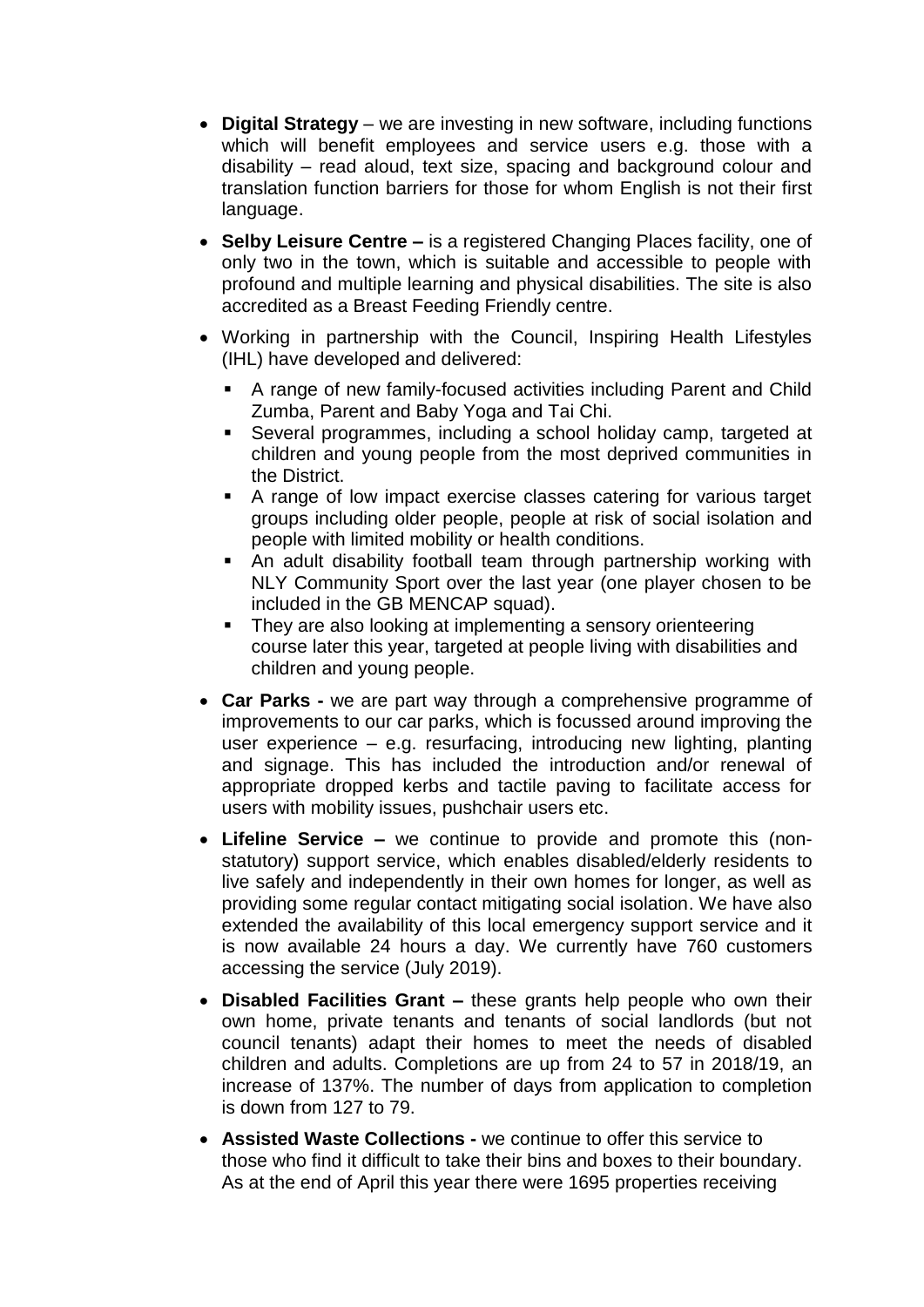- **Digital Strategy** – we are investing in new software, including functions which will benefit employees and service users e.g. those with a disability – read aloud, text size, spacing and background colour and translation function barriers for those for whom English is not their first language.
- **Selby Leisure Centre –** is a registered Changing Places facility, one of only two in the town, which is suitable and accessible to people with profound and multiple learning and physical disabilities. The site is also accredited as a Breast Feeding Friendly centre.
- Working in partnership with the Council, Inspiring Health Lifestyles (IHL) have developed and delivered:
  - A range of new family-focused activities including Parent and Child Zumba, Parent and Baby Yoga and Tai Chi.
  - Several programmes, including a school holiday camp, targeted at children and young people from the most deprived communities in the District.
  - A range of low impact exercise classes catering for various target groups including older people, people at risk of social isolation and people with limited mobility or health conditions.
  - An adult disability football team through partnership working with NLY Community Sport over the last year (one player chosen to be included in the GB MENCAP squad).
  - They are also looking at implementing a sensory orienteering course later this year, targeted at people living with disabilities and children and young people.
- **Car Parks -** we are part way through a comprehensive programme of improvements to our car parks, which is focussed around improving the user experience – e.g. resurfacing, introducing new lighting, planting and signage. This has included the introduction and/or renewal of appropriate dropped kerbs and tactile paving to facilitate access for users with mobility issues, pushchair users etc.
- **Lifeline Service –** we continue to provide and promote this (non-statutory) support service, which enables disabled/elderly residents to live safely and independently in their own homes for longer, as well as providing some regular contact mitigating social isolation. We have also extended the availability of this local emergency support service and it is now available 24 hours a day. We currently have 760 customers accessing the service (July 2019).
- **Disabled Facilities Grant –** these grants help people who own their own home, private tenants and tenants of social landlords (but not council tenants) adapt their homes to meet the needs of disabled children and adults. Completions are up from 24 to 57 in 2018/19, an increase of 137%. The number of days from application to completion is down from 127 to 79.
- **Assisted Waste Collections -** we continue to offer this service to those who find it difficult to take their bins and boxes to their boundary. As at the end of April this year there were 1695 properties receiving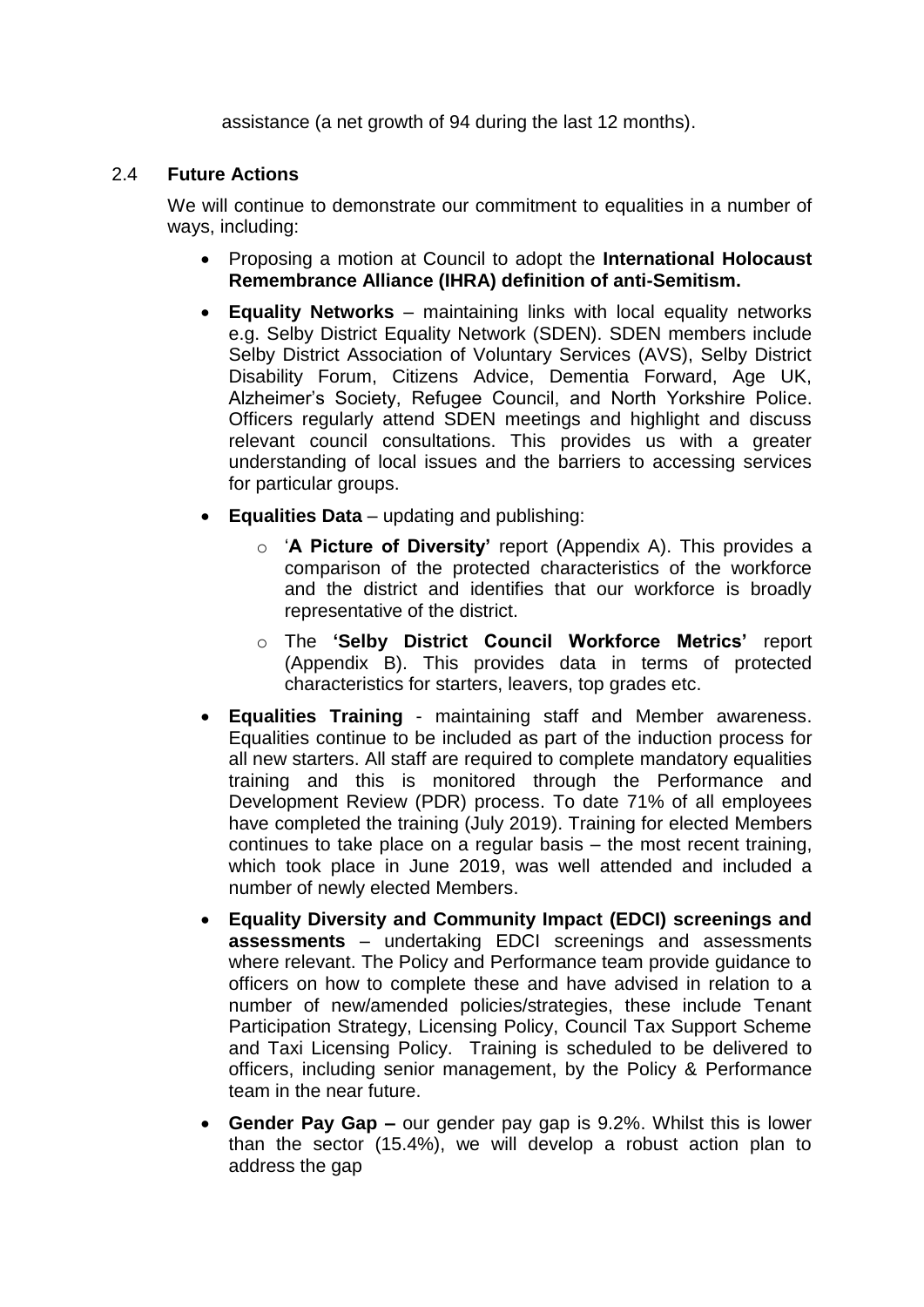assistance (a net growth of 94 during the last 12 months).

## 2.4 Future Actions

We will continue to demonstrate our commitment to equalities in a number of ways, including:

- Proposing a motion at Council to adopt the **International Holocaust Remembrance Alliance (IHRA) definition of anti-Semitism.**
- **Equality Networks** – maintaining links with local equality networks e.g. Selby District Equality Network (SDEN). SDEN members include Selby District Association of Voluntary Services (AVS), Selby District Disability Forum, Citizens Advice, Dementia Forward, Age UK, Alzheimer's Society, Refugee Council, and North Yorkshire Police. Officers regularly attend SDEN meetings and highlight and discuss relevant council consultations. This provides us with a greater understanding of local issues and the barriers to accessing services for particular groups.
- **Equalities Data** – updating and publishing:
  - '**A Picture of Diversity'** report (Appendix A). This provides a comparison of the protected characteristics of the workforce and the district and identifies that our workforce is broadly representative of the district.
  - The **'Selby District Council Workforce Metrics'** report (Appendix B). This provides data in terms of protected characteristics for starters, leavers, top grades etc.
- **Equalities Training** - maintaining staff and Member awareness. Equalities continue to be included as part of the induction process for all new starters. All staff are required to complete mandatory equalities training and this is monitored through the Performance and Development Review (PDR) process. To date 71% of all employees have completed the training (July 2019). Training for elected Members continues to take place on a regular basis – the most recent training, which took place in June 2019, was well attended and included a number of newly elected Members.
- **Equality Diversity and Community Impact (EDCI) screenings and assessments** – undertaking EDCI screenings and assessments where relevant. The Policy and Performance team provide guidance to officers on how to complete these and have advised in relation to a number of new/amended policies/strategies, these include Tenant Participation Strategy, Licensing Policy, Council Tax Support Scheme and Taxi Licensing Policy. Training is scheduled to be delivered to officers, including senior management, by the Policy & Performance team in the near future.
- **Gender Pay Gap –** our gender pay gap is 9.2%. Whilst this is lower than the sector (15.4%), we will develop a robust action plan to address the gap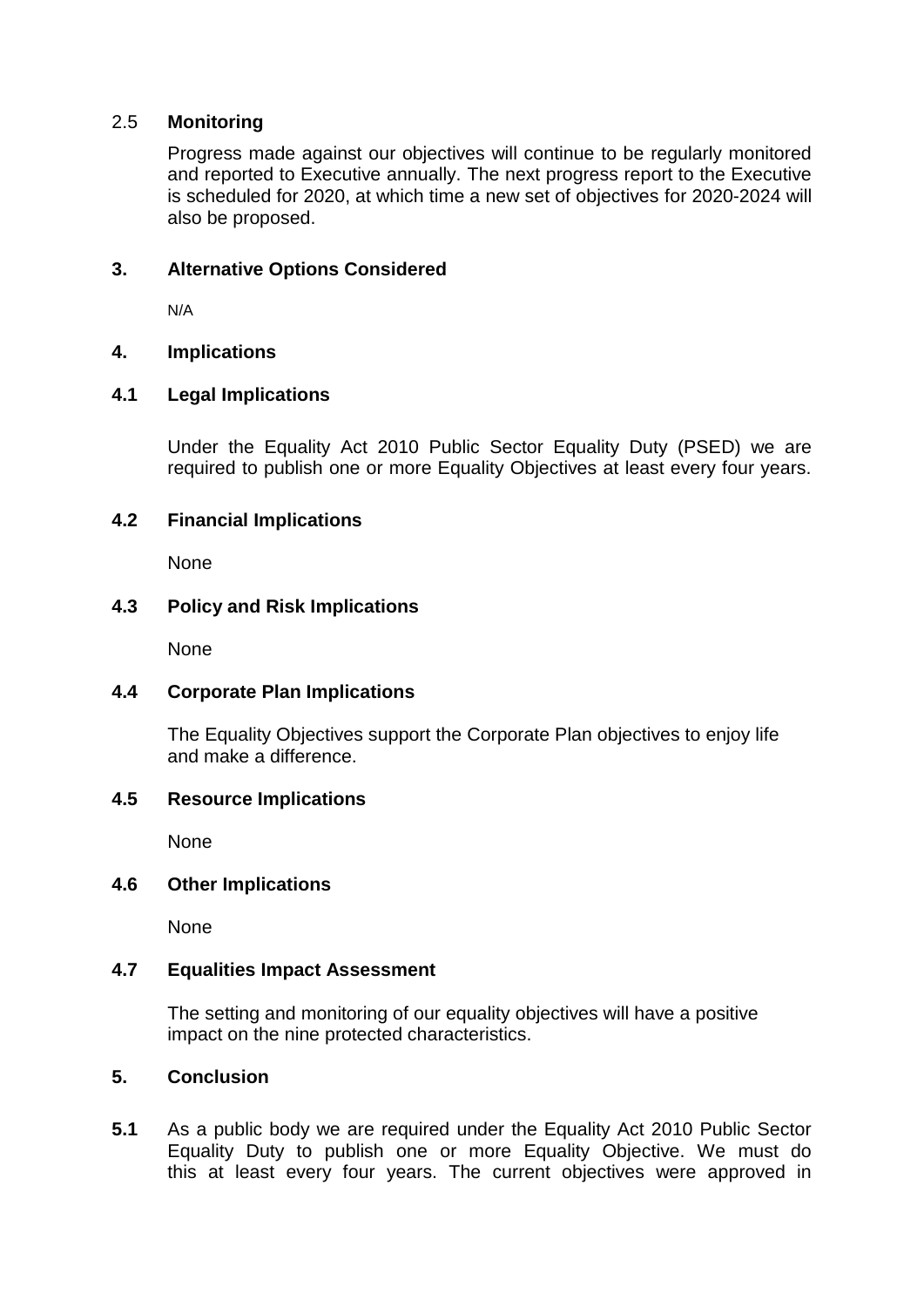### 2.5 Monitoring

Progress made against our objectives will continue to be regularly monitored and reported to Executive annually. The next progress report to the Executive is scheduled for 2020, at which time a new set of objectives for 2020-2024 will also be proposed.

## 3. Alternative Options Considered

N/A

## 4. Implications

### 4.1 Legal Implications

Under the Equality Act 2010 Public Sector Equality Duty (PSED) we are required to publish one or more Equality Objectives at least every four years.

### 4.2 Financial Implications

None

### 4.3 Policy and Risk Implications

None

### 4.4 Corporate Plan Implications

The Equality Objectives support the Corporate Plan objectives to enjoy life and make a difference.

### 4.5 Resource Implications

None

### 4.6 Other Implications

None

### 4.7 Equalities Impact Assessment

The setting and monitoring of our equality objectives will have a positive impact on the nine protected characteristics.

## 5. Conclusion

**5.1** As a public body we are required under the Equality Act 2010 Public Sector Equality Duty to publish one or more Equality Objective. We must do this at least every four years. The current objectives were approved in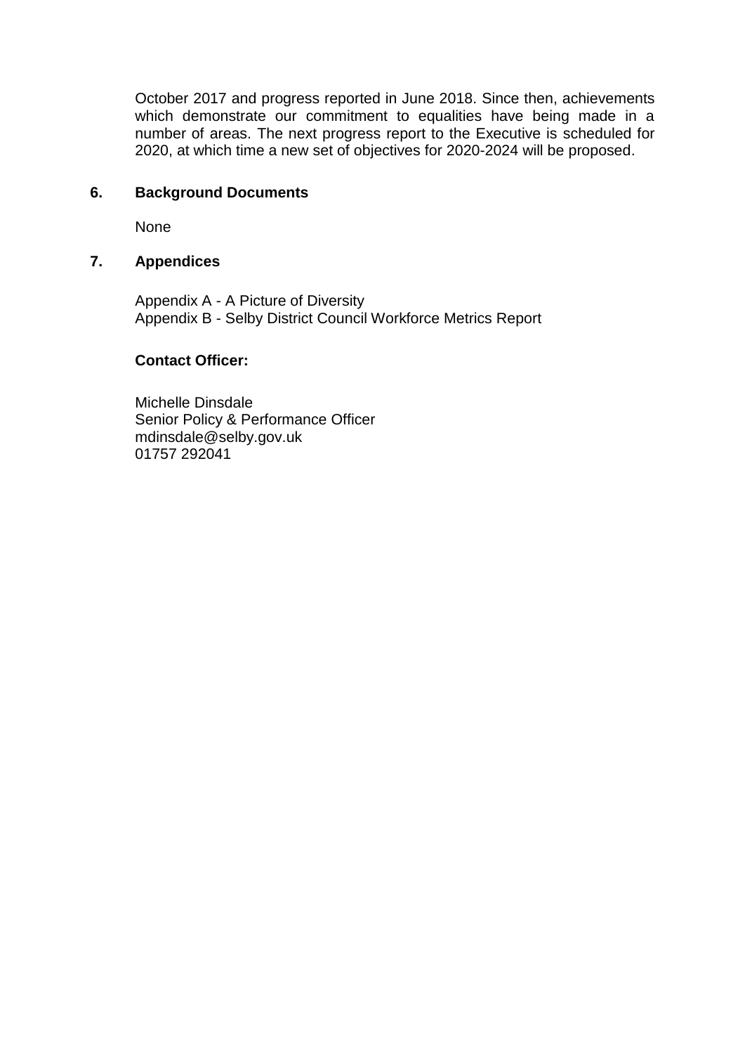October 2017 and progress reported in June 2018. Since then, achievements which demonstrate our commitment to equalities have being made in a number of areas. The next progress report to the Executive is scheduled for 2020, at which time a new set of objectives for 2020-2024 will be proposed.

## 6. Background Documents

None

## 7. Appendices

Appendix A - A Picture of Diversity
Appendix B - Selby District Council Workforce Metrics Report

**Contact Officer:**

Michelle Dinsdale
Senior Policy & Performance Officer
mdinsdale@selby.gov.uk
01757 292041